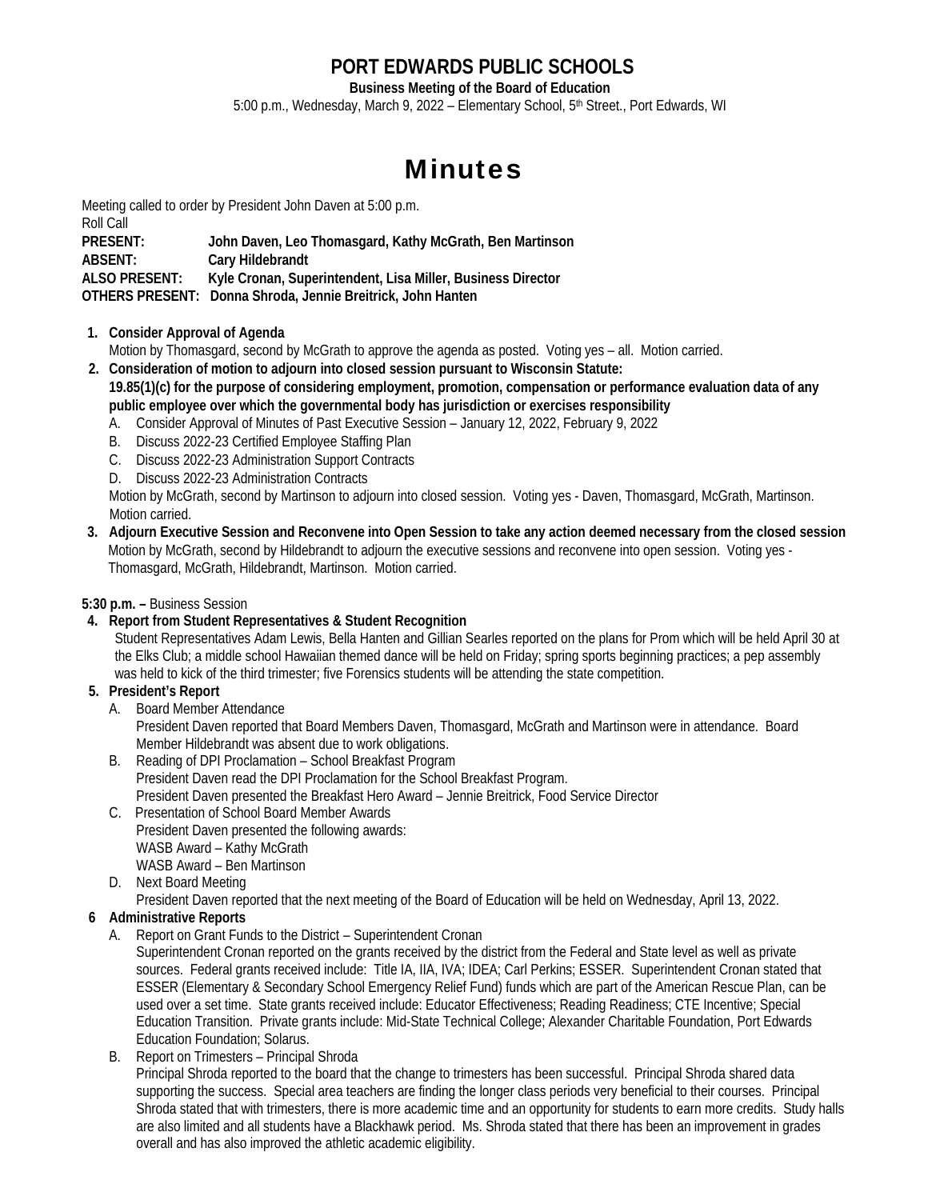# PORT EDWARDS PUBLIC SCHOOLS

**Business Meeting of the Board of Education**

5:00 p.m., Wednesday, March 9, 2022 – Elementary School, 5th Street., Port Edwards, WI

# Minutes

Meeting called to order by President John Daven at 5:00 p.m.

Roll Call

**PRESENT:** **John Daven, Leo Thomasgard, Kathy McGrath, Ben Martinson**

**ABSENT:** **Cary Hildebrandt**

**ALSO PRESENT:** **Kyle Cronan, Superintendent, Lisa Miller, Business Director**

**OTHERS PRESENT:** **Donna Shroda, Jennie Breitrick, John Hanten**

1. **Consider Approval of Agenda**
   Motion by Thomasgard, second by McGrath to approve the agenda as posted. Voting yes – all. Motion carried.
2. **Consideration of motion to adjourn into closed session pursuant to Wisconsin Statute: 19.85(1)(c) for the purpose of considering employment, promotion, compensation or performance evaluation data of any public employee over which the governmental body has jurisdiction or exercises responsibility**
   A. Consider Approval of Minutes of Past Executive Session – January 12, 2022, February 9, 2022
   B. Discuss 2022-23 Certified Employee Staffing Plan
   C. Discuss 2022-23 Administration Support Contracts
   D. Discuss 2022-23 Administration Contracts
   Motion by McGrath, second by Martinson to adjourn into closed session. Voting yes - Daven, Thomasgard, McGrath, Martinson. Motion carried.
3. **Adjourn Executive Session and Reconvene into Open Session to take any action deemed necessary from the closed session**
   Motion by McGrath, second by Hildebrandt to adjourn the executive sessions and reconvene into open session. Voting yes - Thomasgard, McGrath, Hildebrandt, Martinson. Motion carried.

**5:30 p.m. –** Business Session

4. **Report from Student Representatives & Student Recognition**
   Student Representatives Adam Lewis, Bella Hanten and Gillian Searles reported on the plans for Prom which will be held April 30 at the Elks Club; a middle school Hawaiian themed dance will be held on Friday; spring sports beginning practices; a pep assembly was held to kick of the third trimester; five Forensics students will be attending the state competition.
5. **President's Report**
   A. Board Member Attendance
   President Daven reported that Board Members Daven, Thomasgard, McGrath and Martinson were in attendance. Board Member Hildebrandt was absent due to work obligations.
   B. Reading of DPI Proclamation – School Breakfast Program
   President Daven read the DPI Proclamation for the School Breakfast Program.
   President Daven presented the Breakfast Hero Award – Jennie Breitrick, Food Service Director
   C. Presentation of School Board Member Awards
   President Daven presented the following awards:
   WASB Award – Kathy McGrath
   WASB Award – Ben Martinson
   D. Next Board Meeting
   President Daven reported that the next meeting of the Board of Education will be held on Wednesday, April 13, 2022.
6. **Administrative Reports**
   A. Report on Grant Funds to the District – Superintendent Cronan
   Superintendent Cronan reported on the grants received by the district from the Federal and State level as well as private sources. Federal grants received include: Title IA, IIA, IVA; IDEA; Carl Perkins; ESSER. Superintendent Cronan stated that ESSER (Elementary & Secondary School Emergency Relief Fund) funds which are part of the American Rescue Plan, can be used over a set time. State grants received include: Educator Effectiveness; Reading Readiness; CTE Incentive; Special Education Transition. Private grants include: Mid-State Technical College; Alexander Charitable Foundation, Port Edwards Education Foundation; Solarus.
   B. Report on Trimesters – Principal Shroda
   Principal Shroda reported to the board that the change to trimesters has been successful. Principal Shroda shared data supporting the success. Special area teachers are finding the longer class periods very beneficial to their courses. Principal Shroda stated that with trimesters, there is more academic time and an opportunity for students to earn more credits. Study halls are also limited and all students have a Blackhawk period. Ms. Shroda stated that there has been an improvement in grades overall and has also improved the athletic academic eligibility.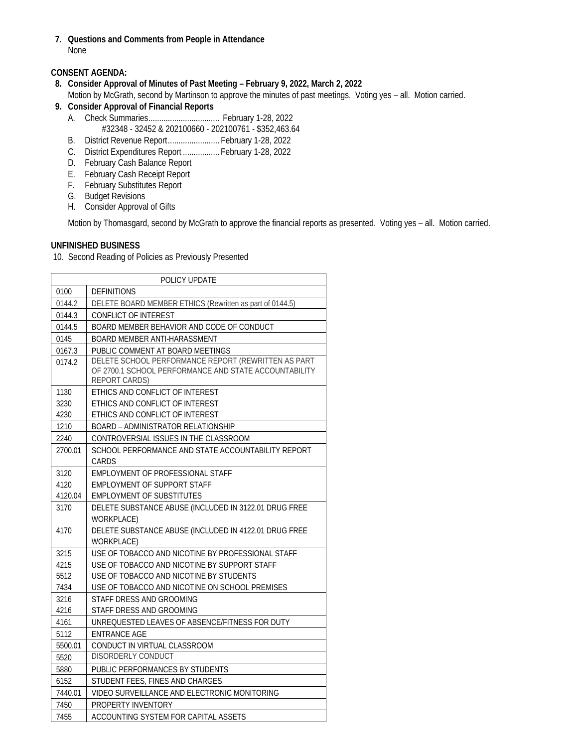**7. Questions and Comments from People in Attendance**

None

**CONSENT AGENDA:**

**8. Consider Approval of Minutes of Past Meeting – February 9, 2022, March 2, 2022**

Motion by McGrath, second by Martinson to approve the minutes of past meetings. Voting yes – all. Motion carried.

**9. Consider Approval of Financial Reports**

A. Check Summaries................................. February 1-28, 2022
   #32348 - 32452 & 202100660 - 202100761 - $352,463.64
B. District Revenue Report........................ February 1-28, 2022
C. District Expenditures Report ................. February 1-28, 2022
D. February Cash Balance Report
E. February Cash Receipt Report
F. February Substitutes Report
G. Budget Revisions
H. Consider Approval of Gifts

Motion by Thomasgard, second by McGrath to approve the financial reports as presented. Voting yes – all. Motion carried.

**UNFINISHED BUSINESS**

10. Second Reading of Policies as Previously Presented

| POLICY UPDATE | |
|---|---|
| 0100 | DEFINITIONS |
| 0144.2 | DELETE BOARD MEMBER ETHICS (Rewritten as part of 0144.5) |
| 0144.3 | CONFLICT OF INTEREST |
| 0144.5 | BOARD MEMBER BEHAVIOR AND CODE OF CONDUCT |
| 0145 | BOARD MEMBER ANTI-HARASSMENT |
| 0167.3 | PUBLIC COMMENT AT BOARD MEETINGS |
| 0174.2 | DELETE SCHOOL PERFORMANCE REPORT (REWRITTEN AS PART OF 2700.1 SCHOOL PERFORMANCE AND STATE ACCOUNTABILITY REPORT CARDS) |
| 1130 | ETHICS AND CONFLICT OF INTEREST |
| 3230 | ETHICS AND CONFLICT OF INTEREST |
| 4230 | ETHICS AND CONFLICT OF INTEREST |
| 1210 | BOARD – ADMINISTRATOR RELATIONSHIP |
| 2240 | CONTROVERSIAL ISSUES IN THE CLASSROOM |
| 2700.01 | SCHOOL PERFORMANCE AND STATE ACCOUNTABILITY REPORT CARDS |
| 3120 | EMPLOYMENT OF PROFESSIONAL STAFF |
| 4120 | EMPLOYMENT OF SUPPORT STAFF |
| 4120.04 | EMPLOYMENT OF SUBSTITUTES |
| 3170 | DELETE SUBSTANCE ABUSE (INCLUDED IN 3122.01 DRUG FREE WORKPLACE) |
| 4170 | DELETE SUBSTANCE ABUSE (INCLUDED IN 4122.01 DRUG FREE WORKPLACE) |
| 3215 | USE OF TOBACCO AND NICOTINE BY PROFESSIONAL STAFF |
| 4215 | USE OF TOBACCO AND NICOTINE BY SUPPORT STAFF |
| 5512 | USE OF TOBACCO AND NICOTINE BY STUDENTS |
| 7434 | USE OF TOBACCO AND NICOTINE ON SCHOOL PREMISES |
| 3216 | STAFF DRESS AND GROOMING |
| 4216 | STAFF DRESS AND GROOMING |
| 4161 | UNREQUESTED LEAVES OF ABSENCE/FITNESS FOR DUTY |
| 5112 | ENTRANCE AGE |
| 5500.01 | CONDUCT IN VIRTUAL CLASSROOM |
| 5520 | DISORDERLY CONDUCT |
| 5880 | PUBLIC PERFORMANCES BY STUDENTS |
| 6152 | STUDENT FEES, FINES AND CHARGES |
| 7440.01 | VIDEO SURVEILLANCE AND ELECTRONIC MONITORING |
| 7450 | PROPERTY INVENTORY |
| 7455 | ACCOUNTING SYSTEM FOR CAPITAL ASSETS |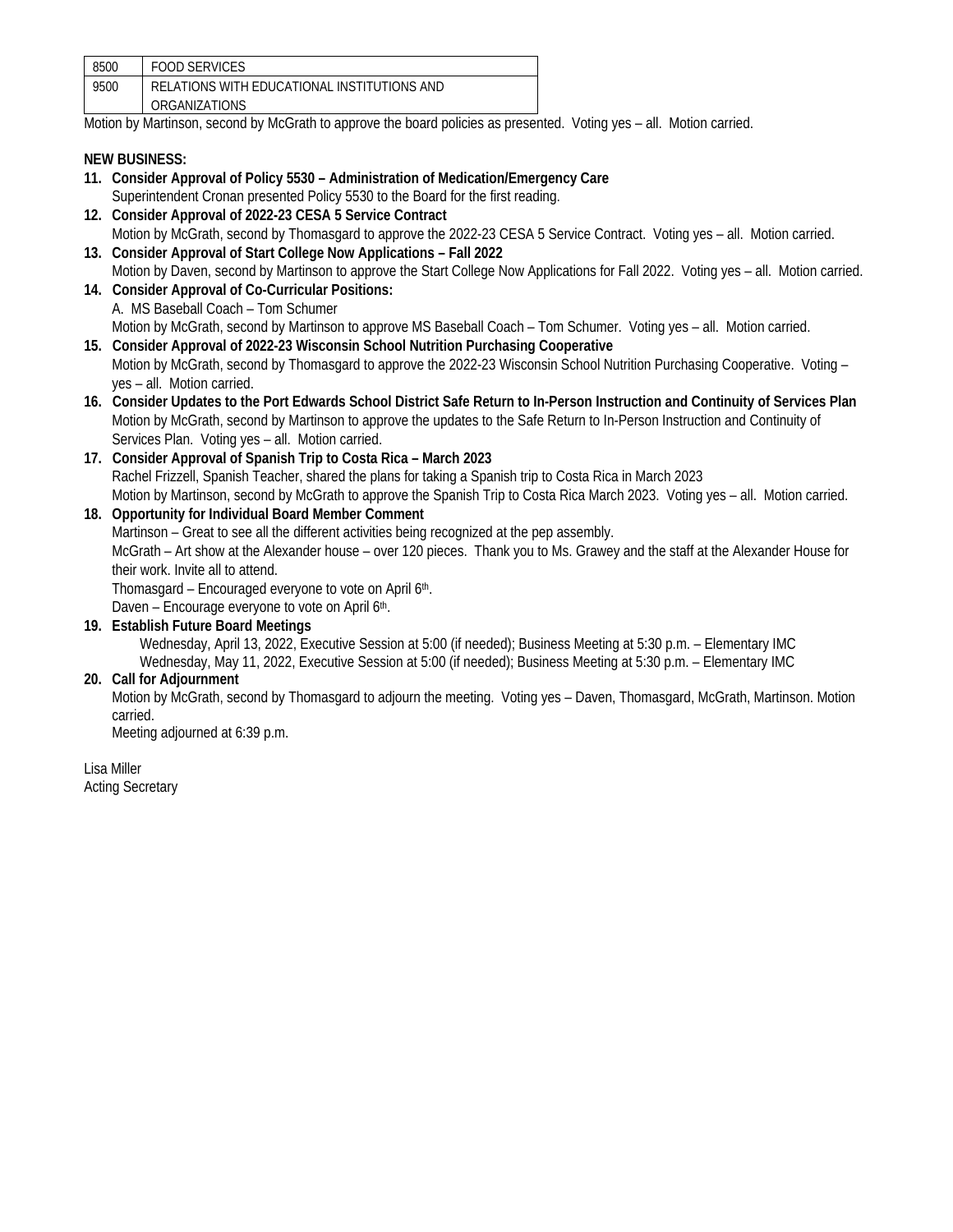| | |
|---|---|
| 8500 | FOOD SERVICES |
| 9500 | RELATIONS WITH EDUCATIONAL INSTITUTIONS AND ORGANIZATIONS |

Motion by Martinson, second by McGrath to approve the board policies as presented. Voting yes – all. Motion carried.

**NEW BUSINESS:**

11. **Consider Approval of Policy 5530 – Administration of Medication/Emergency Care**
    Superintendent Cronan presented Policy 5530 to the Board for the first reading.
12. **Consider Approval of 2022-23 CESA 5 Service Contract**
    Motion by McGrath, second by Thomasgard to approve the 2022-23 CESA 5 Service Contract. Voting yes – all. Motion carried.
13. **Consider Approval of Start College Now Applications – Fall 2022**
    Motion by Daven, second by Martinson to approve the Start College Now Applications for Fall 2022. Voting yes – all. Motion carried.
14. **Consider Approval of Co-Curricular Positions:**
    A. MS Baseball Coach – Tom Schumer
    Motion by McGrath, second by Martinson to approve MS Baseball Coach – Tom Schumer. Voting yes – all. Motion carried.
15. **Consider Approval of 2022-23 Wisconsin School Nutrition Purchasing Cooperative**
    Motion by McGrath, second by Thomasgard to approve the 2022-23 Wisconsin School Nutrition Purchasing Cooperative. Voting – yes – all. Motion carried.
16. **Consider Updates to the Port Edwards School District Safe Return to In-Person Instruction and Continuity of Services Plan**
    Motion by McGrath, second by Martinson to approve the updates to the Safe Return to In-Person Instruction and Continuity of Services Plan. Voting yes – all. Motion carried.
17. **Consider Approval of Spanish Trip to Costa Rica – March 2023**
    Rachel Frizzell, Spanish Teacher, shared the plans for taking a Spanish trip to Costa Rica in March 2023
    Motion by Martinson, second by McGrath to approve the Spanish Trip to Costa Rica March 2023. Voting yes – all. Motion carried.
18. **Opportunity for Individual Board Member Comment**
    Martinson – Great to see all the different activities being recognized at the pep assembly.
    McGrath – Art show at the Alexander house – over 120 pieces. Thank you to Ms. Grawey and the staff at the Alexander House for their work. Invite all to attend.
    Thomasgard – Encouraged everyone to vote on April 6th.
    Daven – Encourage everyone to vote on April 6th.
19. **Establish Future Board Meetings**
    Wednesday, April 13, 2022, Executive Session at 5:00 (if needed); Business Meeting at 5:30 p.m. – Elementary IMC
    Wednesday, May 11, 2022, Executive Session at 5:00 (if needed); Business Meeting at 5:30 p.m. – Elementary IMC
20. **Call for Adjournment**
    Motion by McGrath, second by Thomasgard to adjourn the meeting. Voting yes – Daven, Thomasgard, McGrath, Martinson. Motion carried.
    Meeting adjourned at 6:39 p.m.

Lisa Miller
Acting Secretary